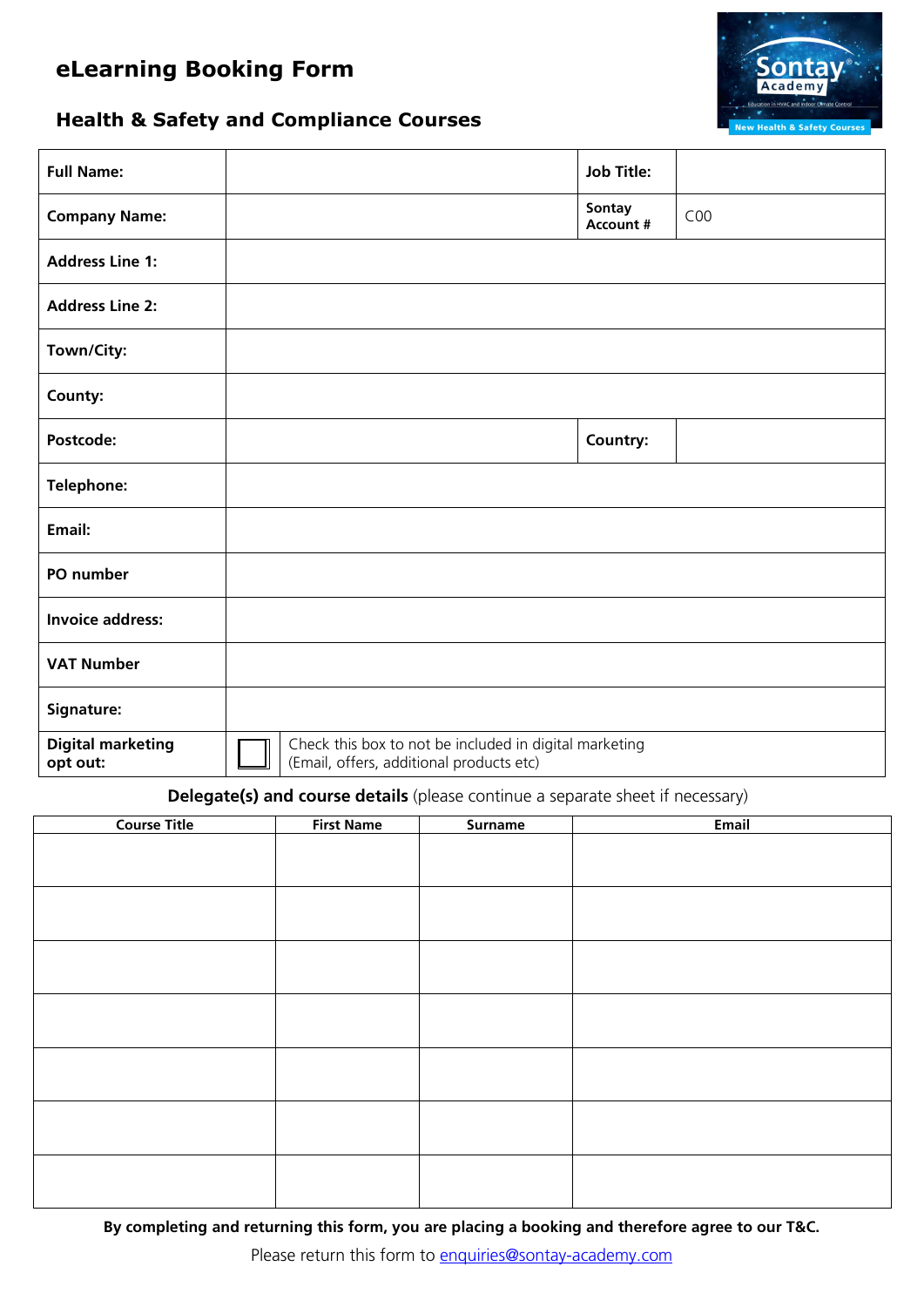# eLearning Booking Form

## Health & Safety and Compliance Courses

| | | | |
|---|---|---|---|
| **Full Name:** | | **Job Title:** | |
| **Company Name:** | | **Sontay Account #** | C00 |
| **Address Line 1:** | | | |
| **Address Line 2:** | | | |
| **Town/City:** | | | |
| **County:** | | | |
| **Postcode:** | | **Country:** | |
| **Telephone:** | | | |
| **Email:** | | | |
| **PO number** | | | |
| **Invoice address:** | | | |
| **VAT Number** | | | |
| **Signature:** | | | |
| **Digital marketing opt out:** | ☐ | Check this box to not be included in digital marketing (Email, offers, additional products etc) | |

**Delegate(s) and course details** (please continue a separate sheet if necessary)

| Course Title | First Name | Surname | Email |
|---|---|---|---|
| | | | |
| | | | |
| | | | |
| | | | |
| | | | |
| | | | |
| | | | |

**By completing and returning this form, you are placing a booking and therefore agree to our T&C.**

Please return this form to enquiries@sontay-academy.com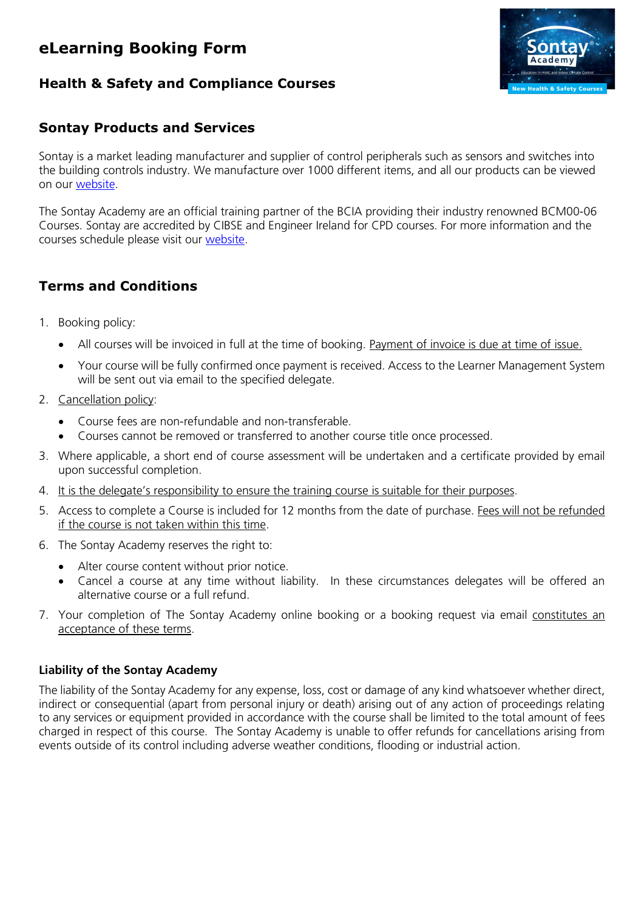# eLearning Booking Form

## Health & Safety and Compliance Courses

## Sontay Products and Services

Sontay is a market leading manufacturer and supplier of control peripherals such as sensors and switches into the building controls industry. We manufacture over 1000 different items, and all our products can be viewed on our website.

The Sontay Academy are an official training partner of the BCIA providing their industry renowned BCM00-06 Courses. Sontay are accredited by CIBSE and Engineer Ireland for CPD courses. For more information and the courses schedule please visit our website.

## Terms and Conditions

1. Booking policy:
   - All courses will be invoiced in full at the time of booking. Payment of invoice is due at time of issue.
   - Your course will be fully confirmed once payment is received. Access to the Learner Management System will be sent out via email to the specified delegate.
2. Cancellation policy:
   - Course fees are non-refundable and non-transferable.
   - Courses cannot be removed or transferred to another course title once processed.
3. Where applicable, a short end of course assessment will be undertaken and a certificate provided by email upon successful completion.
4. It is the delegate's responsibility to ensure the training course is suitable for their purposes.
5. Access to complete a Course is included for 12 months from the date of purchase. Fees will not be refunded if the course is not taken within this time.
6. The Sontay Academy reserves the right to:
   - Alter course content without prior notice.
   - Cancel a course at any time without liability. In these circumstances delegates will be offered an alternative course or a full refund.
7. Your completion of The Sontay Academy online booking or a booking request via email constitutes an acceptance of these terms.

### Liability of the Sontay Academy

The liability of the Sontay Academy for any expense, loss, cost or damage of any kind whatsoever whether direct, indirect or consequential (apart from personal injury or death) arising out of any action of proceedings relating to any services or equipment provided in accordance with the course shall be limited to the total amount of fees charged in respect of this course. The Sontay Academy is unable to offer refunds for cancellations arising from events outside of its control including adverse weather conditions, flooding or industrial action.